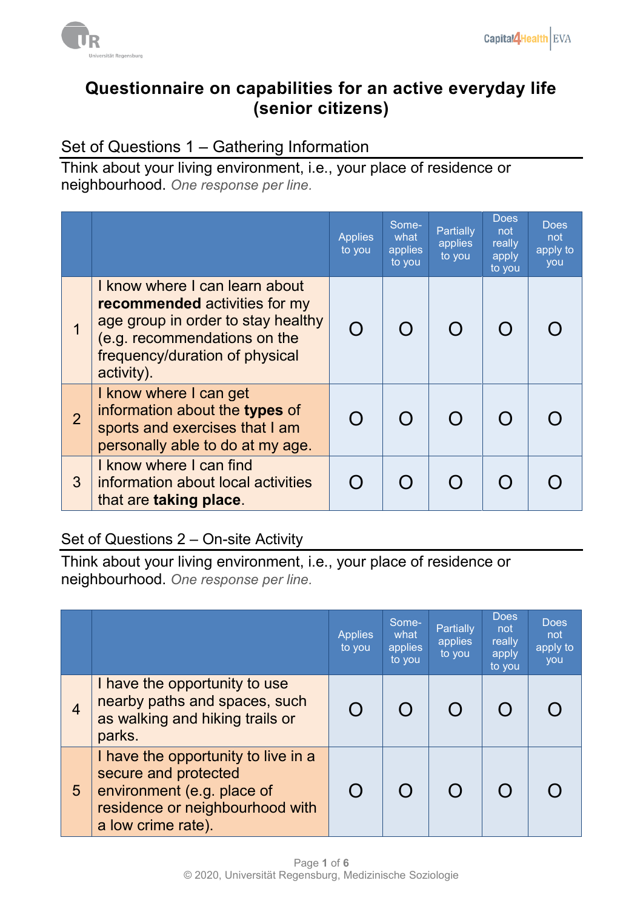# Questionnaire on capabilities for an active everyday life (senior citizens)

## Set of Questions 1 – Gathering Information

Think about your living environment, i.e., your place of residence or neighbourhood. *One response per line.*

| | | Applies to you | Some-what applies to you | Partially applies to you | Does not really apply to you | Does not apply to you |
|---|---|---|---|---|---|---|
| 1 | I know where I can learn about **recommended** activities for my age group in order to stay healthy (e.g. recommendations on the frequency/duration of physical activity). | O | O | O | O | O |
| 2 | I know where I can get information about the **types** of sports and exercises that I am personally able to do at my age. | O | O | O | O | O |
| 3 | I know where I can find information about local activities that are **taking place**. | O | O | O | O | O |

## Set of Questions 2 – On-site Activity

Think about your living environment, i.e., your place of residence or neighbourhood. *One response per line.*

| | | Applies to you | Some-what applies to you | Partially applies to you | Does not really apply to you | Does not apply to you |
|---|---|---|---|---|---|---|
| 4 | I have the opportunity to use nearby paths and spaces, such as walking and hiking trails or parks. | O | O | O | O | O |
| 5 | I have the opportunity to live in a secure and protected environment (e.g. place of residence or neighbourhood with a low crime rate). | O | O | O | O | O |

© 2020, Universität Regensburg, Medizinische Soziologie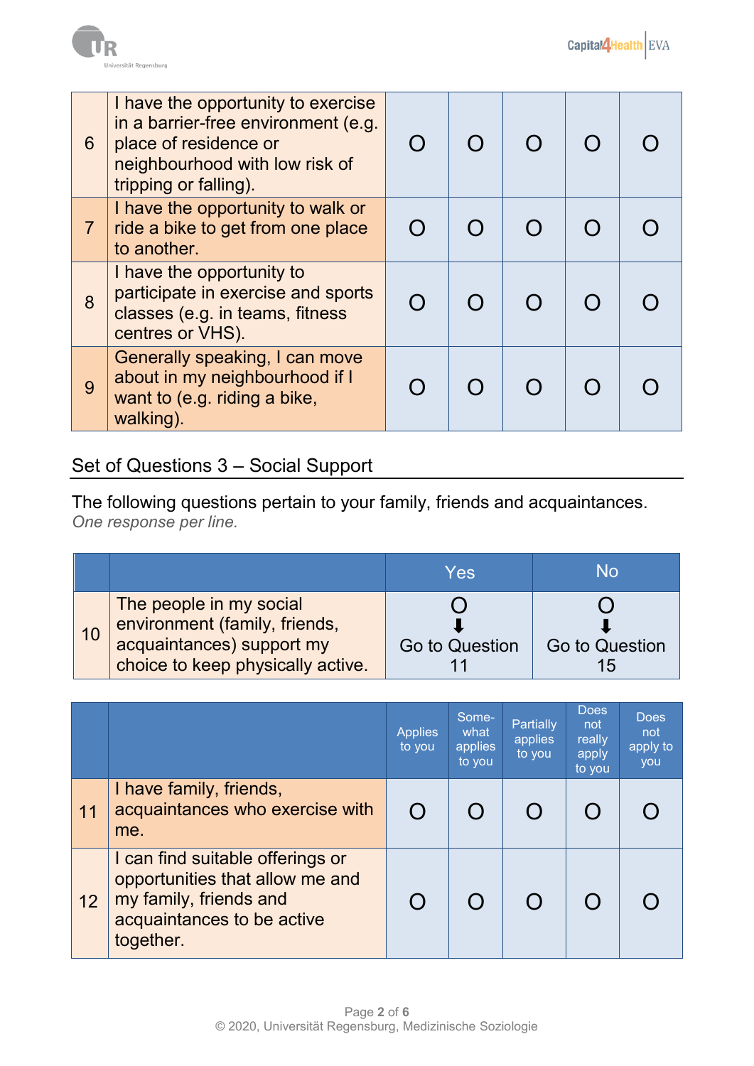| | | | | | | |
|---|---|---|---|---|---|---|
| 6 | I have the opportunity to exercise in a barrier-free environment (e.g. place of residence or neighbourhood with low risk of tripping or falling). | O | O | O | O | O |
| 7 | I have the opportunity to walk or ride a bike to get from one place to another. | O | O | O | O | O |
| 8 | I have the opportunity to participate in exercise and sports classes (e.g. in teams, fitness centres or VHS). | O | O | O | O | O |
| 9 | Generally speaking, I can move about in my neighbourhood if I want to (e.g. riding a bike, walking). | O | O | O | O | O |

## Set of Questions 3 – Social Support

The following questions pertain to your family, friends and acquaintances.
*One response per line.*

| | | Yes | No |
|---|---|---|---|
| 10 | The people in my social environment (family, friends, acquaintances) support my choice to keep physically active. | O ⬇ Go to Question 11 | O ⬇ Go to Question 15 |

| | | Applies to you | Somewhat applies to you | Partially applies to you | Does not really apply to you | Does not apply to you |
|---|---|---|---|---|---|---|
| 11 | I have family, friends, acquaintances who exercise with me. | O | O | O | O | O |
| 12 | I can find suitable offerings or opportunities that allow me and my family, friends and acquaintances to be active together. | O | O | O | O | O |

© 2020, Universität Regensburg, Medizinische Soziologie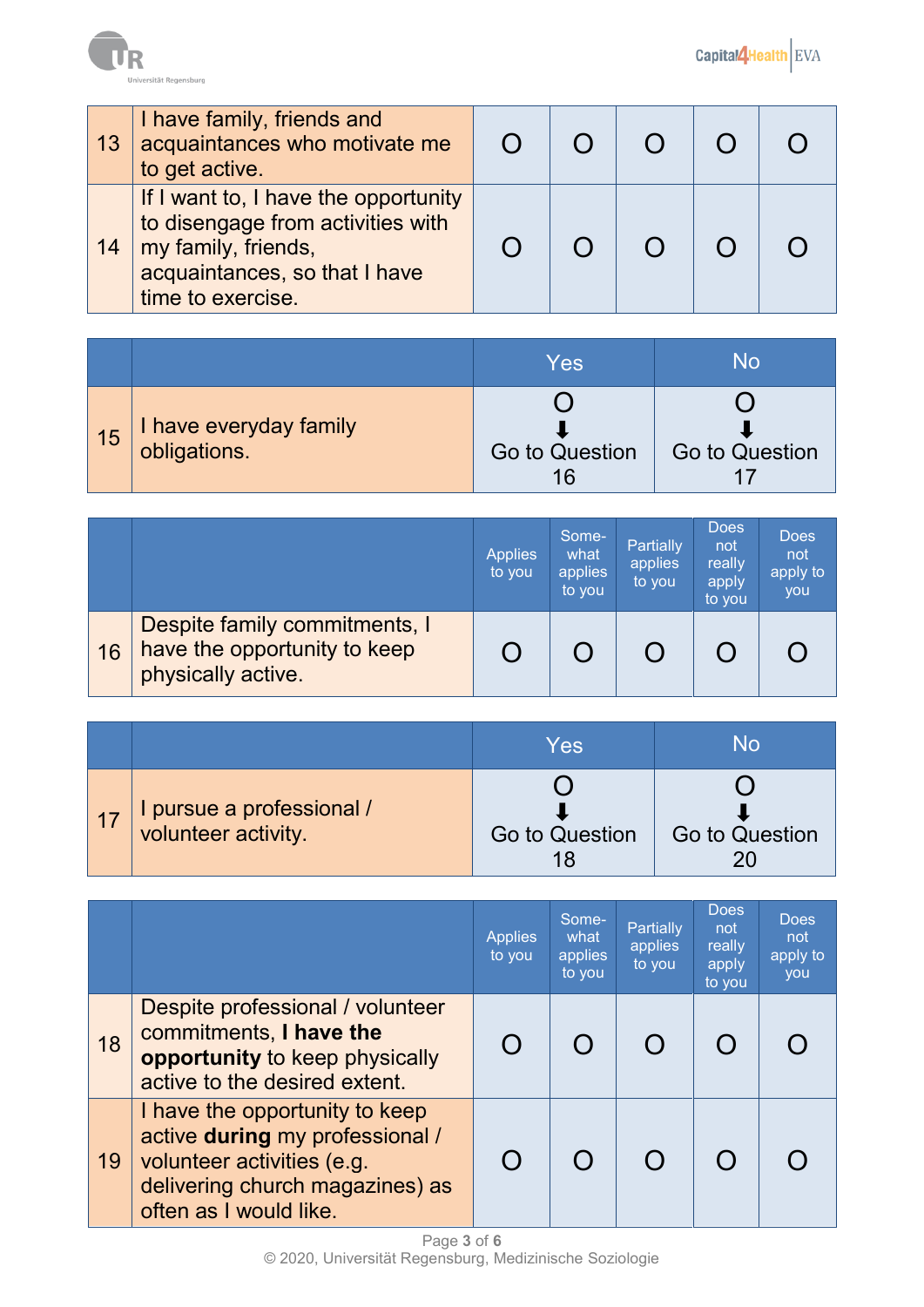| | | | | | | |
|---|---|---|---|---|---|---|
| 13 | I have family, friends and acquaintances who motivate me to get active. | O | O | O | O | O |
| 14 | If I want to, I have the opportunity to disengage from activities with my family, friends, acquaintances, so that I have time to exercise. | O | O | O | O | O |

| | | Yes | No |
|---|---|---|---|
| 15 | I have everyday family obligations. | O ⬇ Go to Question 16 | O ⬇ Go to Question 17 |

| | | Applies to you | Some-what applies to you | Partially applies to you | Does not really apply to you | Does not apply to you |
|---|---|---|---|---|---|---|
| 16 | Despite family commitments, I have the opportunity to keep physically active. | O | O | O | O | O |

| | | Yes | No |
|---|---|---|---|
| 17 | I pursue a professional / volunteer activity. | O ⬇ Go to Question 18 | O ⬇ Go to Question 20 |

| | | Applies to you | Some-what applies to you | Partially applies to you | Does not really apply to you | Does not apply to you |
|---|---|---|---|---|---|---|
| 18 | Despite professional / volunteer commitments, **I have the opportunity** to keep physically active to the desired extent. | O | O | O | O | O |
| 19 | I have the opportunity to keep active **during** my professional / volunteer activities (e.g. delivering church magazines) as often as I would like. | O | O | O | O | O |

© 2020, Universität Regensburg, Medizinische Soziologie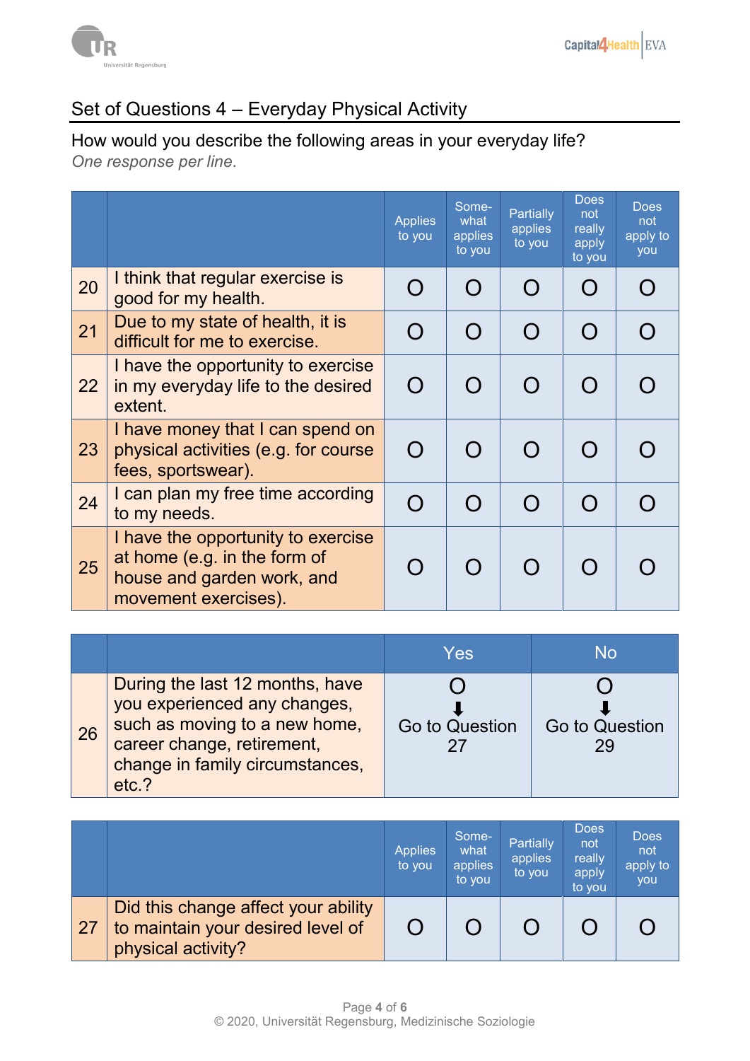## Set of Questions 4 – Everyday Physical Activity

How would you describe the following areas in your everyday life?
*One response per line.*

| | | Applies to you | Somewhat applies to you | Partially applies to you | Does not really apply to you | Does not apply to you |
|---|---|---|---|---|---|---|
| 20 | I think that regular exercise is good for my health. | O | O | O | O | O |
| 21 | Due to my state of health, it is difficult for me to exercise. | O | O | O | O | O |
| 22 | I have the opportunity to exercise in my everyday life to the desired extent. | O | O | O | O | O |
| 23 | I have money that I can spend on physical activities (e.g. for course fees, sportswear). | O | O | O | O | O |
| 24 | I can plan my free time according to my needs. | O | O | O | O | O |
| 25 | I have the opportunity to exercise at home (e.g. in the form of house and garden work, and movement exercises). | O | O | O | O | O |

| | | Yes | No |
|---|---|---|---|
| 26 | During the last 12 months, have you experienced any changes, such as moving to a new home, career change, retirement, change in family circumstances, etc.? | O ⬇ Go to Question 27 | O ⬇ Go to Question 29 |

| | | Applies to you | Somewhat applies to you | Partially applies to you | Does not really apply to you | Does not apply to you |
|---|---|---|---|---|---|---|
| 27 | Did this change affect your ability to maintain your desired level of physical activity? | O | O | O | O | O |

© 2020, Universität Regensburg, Medizinische Soziologie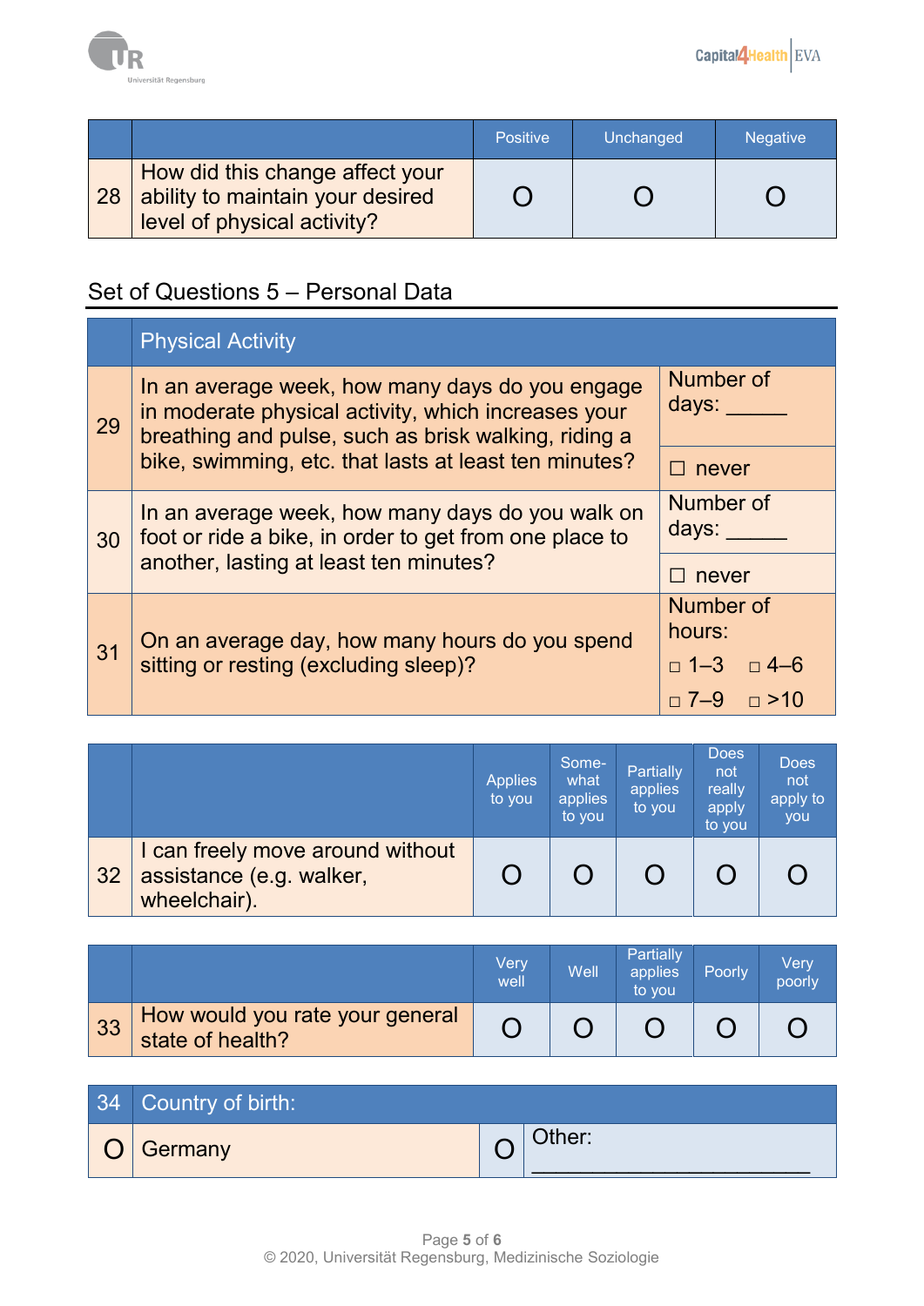| | | Positive | Unchanged | Negative |
|---|---|---|---|---|
| 28 | How did this change affect your ability to maintain your desired level of physical activity? | O | O | O |

## Set of Questions 5 – Personal Data

| | Physical Activity | |
|---|---|---|
| 29 | In an average week, how many days do you engage in moderate physical activity, which increases your breathing and pulse, such as brisk walking, riding a bike, swimming, etc. that lasts at least ten minutes? | Number of days: _____ ☐ never |
| 30 | In an average week, how many days do you walk on foot or ride a bike, in order to get from one place to another, lasting at least ten minutes? | Number of days: _____ ☐ never |
| 31 | On an average day, how many hours do you spend sitting or resting (excluding sleep)? | Number of hours: ☐ 1–3 ☐ 4–6 ☐ 7–9 ☐ >10 |

| | | Applies to you | Some-what applies to you | Partially applies to you | Does not really apply to you | Does not apply to you |
|---|---|---|---|---|---|---|
| 32 | I can freely move around without assistance (e.g. walker, wheelchair). | O | O | O | O | O |

| | | Very well | Well | Partially applies to you | Poorly | Very poorly |
|---|---|---|---|---|---|---|
| 33 | How would you rate your general state of health? | O | O | O | O | O |

| 34 | Country of birth: | | |
|---|---|---|---|
| O | Germany | O | Other: ____________________ |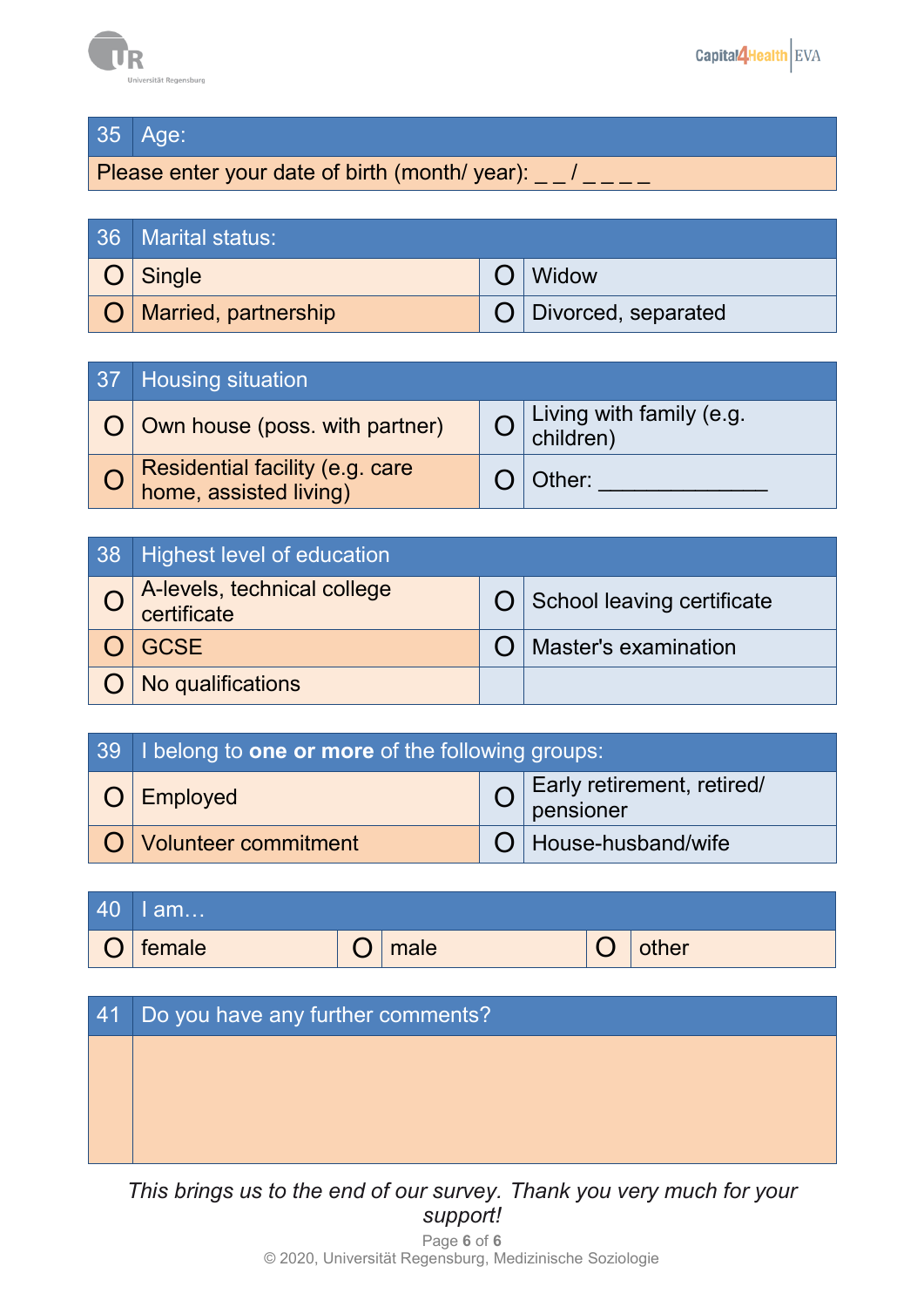| 35 | Age: |
|---|---|
| Please enter your date of birth (month/ year): _ _ / _ _ _ _ | |

| 36 | Marital status: | | |
|---|---|---|---|
| O | Single | O | Widow |
| O | Married, partnership | O | Divorced, separated |

| 37 | Housing situation | | |
|---|---|---|---|
| O | Own house (poss. with partner) | O | Living with family (e.g. children) |
| O | Residential facility (e.g. care home, assisted living) | O | Other: _______________ |

| 38 | Highest level of education | | |
|---|---|---|---|
| O | A-levels, technical college certificate | O | School leaving certificate |
| O | GCSE | O | Master's examination |
| O | No qualifications | | |

| 39 | I belong to **one or more** of the following groups: | | |
|---|---|---|---|
| O | Employed | O | Early retirement, retired/ pensioner |
| O | Volunteer commitment | O | House-husband/wife |

| 40 | I am… | | | | |
|---|---|---|---|---|---|
| O | female | O | male | O | other |

| 41 | Do you have any further comments? |
|---|---|
| | |

*This brings us to the end of our survey. Thank you very much for your support!*

© 2020, Universität Regensburg, Medizinische Soziologie